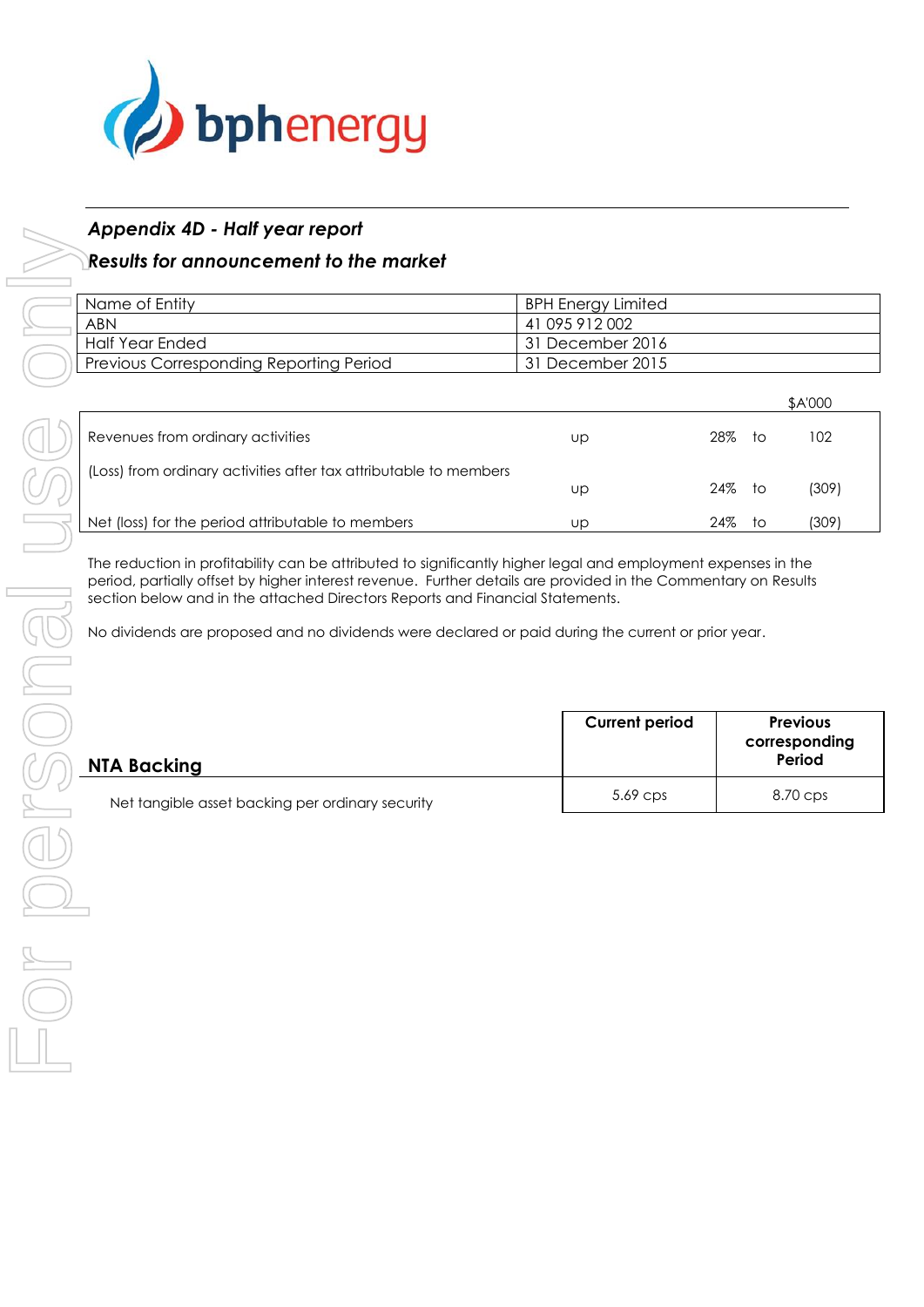bphenergy

## *Appendix 4D - Half year report*

### *Results for announcement to the market*

| | |
|---|---|
| Name of Entity | BPH Energy Limited |
| ABN | 41 095 912 002 |
| Half Year Ended | 31 December 2016 |
| Previous Corresponding Reporting Period | 31 December 2015 |

| | | | | $A'000 |
|---|---|---|---|---|
| Revenues from ordinary activities | up | 28% | to | 102 |
| (Loss) from ordinary activities after tax attributable to members | up | 24% | to | (309) |
| Net (loss) for the period attributable to members | up | 24% | to | (309) |

The reduction in profitability can be attributed to significantly higher legal and employment expenses in the period, partially offset by higher interest revenue. Further details are provided in the Commentary on Results section below and in the attached Directors Reports and Financial Statements.

No dividends are proposed and no dividends were declared or paid during the current or prior year.

| NTA Backing | Current period | Previous corresponding Period |
|---|---|---|
| Net tangible asset backing per ordinary security | 5.69 cps | 8.70 cps |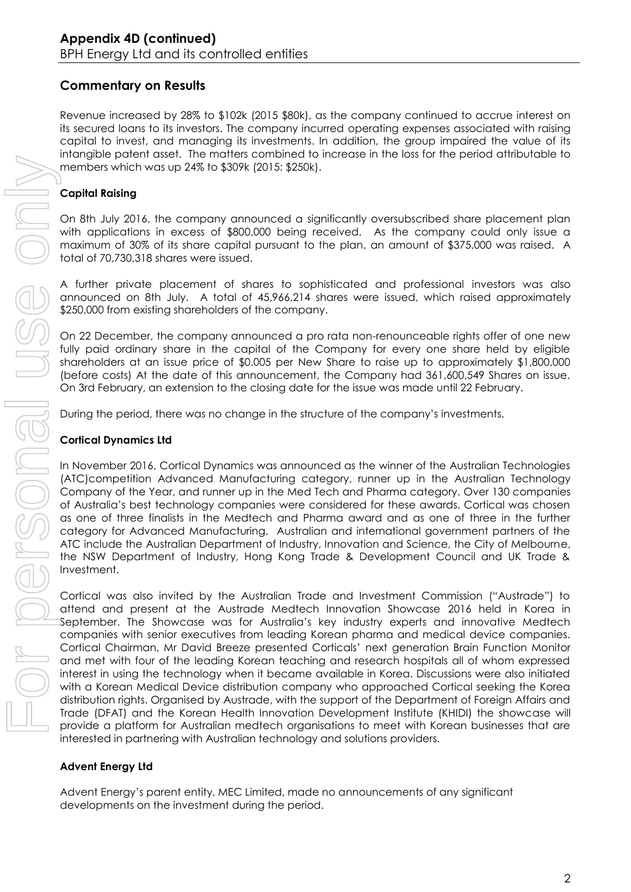## Commentary on Results

Revenue increased by 28% to $102k (2015 $80k), as the company continued to accrue interest on its secured loans to its investors. The company incurred operating expenses associated with raising capital to invest, and managing its investments. In addition, the group impaired the value of its intangible patent asset. The matters combined to increase in the loss for the period attributable to members which was up 24% to $309k (2015: $250k).

### Capital Raising

On 8th July 2016, the company announced a significantly oversubscribed share placement plan with applications in excess of $800,000 being received. As the company could only issue a maximum of 30% of its share capital pursuant to the plan, an amount of $375,000 was raised. A total of 70,730,318 shares were issued.

A further private placement of shares to sophisticated and professional investors was also announced on 8th July. A total of 45,966,214 shares were issued, which raised approximately $250,000 from existing shareholders of the company.

On 22 December, the company announced a pro rata non-renounceable rights offer of one new fully paid ordinary share in the capital of the Company for every one share held by eligible shareholders at an issue price of $0.005 per New Share to raise up to approximately $1,800,000 (before costs) At the date of this announcement, the Company had 361,600,549 Shares on issue. On 3rd February, an extension to the closing date for the issue was made until 22 February.

During the period, there was no change in the structure of the company's investments.

### Cortical Dynamics Ltd

In November 2016, Cortical Dynamics was announced as the winner of the Australian Technologies (ATC)competition Advanced Manufacturing category, runner up in the Australian Technology Company of the Year, and runner up in the Med Tech and Pharma category. Over 130 companies of Australia's best technology companies were considered for these awards. Cortical was chosen as one of three finalists in the Medtech and Pharma award and as one of three in the further category for Advanced Manufacturing. Australian and international government partners of the ATC include the Australian Department of Industry, Innovation and Science, the City of Melbourne, the NSW Department of Industry, Hong Kong Trade & Development Council and UK Trade & Investment.

Cortical was also invited by the Australian Trade and Investment Commission ("Austrade") to attend and present at the Austrade Medtech Innovation Showcase 2016 held in Korea in September. The Showcase was for Australia's key industry experts and innovative Medtech companies with senior executives from leading Korean pharma and medical device companies. Cortical Chairman, Mr David Breeze presented Corticals' next generation Brain Function Monitor and met with four of the leading Korean teaching and research hospitals all of whom expressed interest in using the technology when it became available in Korea. Discussions were also initiated with a Korean Medical Device distribution company who approached Cortical seeking the Korea distribution rights. Organised by Austrade, with the support of the Department of Foreign Affairs and Trade (DFAT) and the Korean Health Innovation Development Institute (KHIDI) the showcase will provide a platform for Australian medtech organisations to meet with Korean businesses that are interested in partnering with Australian technology and solutions providers.

### Advent Energy Ltd

Advent Energy's parent entity, MEC Limited, made no announcements of any significant developments on the investment during the period.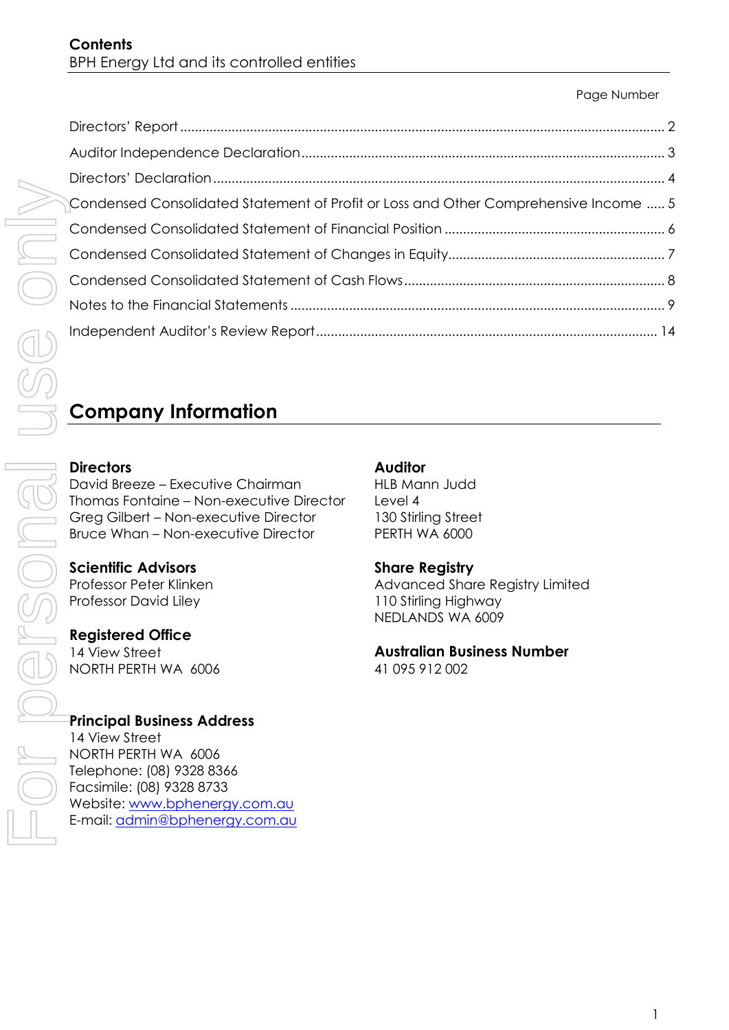## Contents

BPH Energy Ltd and its controlled entities

| | Page Number |
|---|---|
| Directors' Report | 2 |
| Auditor Independence Declaration | 3 |
| Directors' Declaration | 4 |
| Condensed Consolidated Statement of Profit or Loss and Other Comprehensive Income | 5 |
| Condensed Consolidated Statement of Financial Position | 6 |
| Condensed Consolidated Statement of Changes in Equity | 7 |
| Condensed Consolidated Statement of Cash Flows | 8 |
| Notes to the Financial Statements | 9 |
| Independent Auditor's Review Report | 14 |

# Company Information

**Directors**
David Breeze – Executive Chairman
Thomas Fontaine – Non-executive Director
Greg Gilbert – Non-executive Director
Bruce Whan – Non-executive Director

**Scientific Advisors**
Professor Peter Klinken
Professor David Liley

**Registered Office**
14 View Street
NORTH PERTH WA 6006

**Principal Business Address**
14 View Street
NORTH PERTH WA 6006
Telephone: (08) 9328 8366
Facsimile: (08) 9328 8733
Website: www.bphenergy.com.au
E-mail: admin@bphenergy.com.au

**Auditor**
HLB Mann Judd
Level 4
130 Stirling Street
PERTH WA 6000

**Share Registry**
Advanced Share Registry Limited
110 Stirling Highway
NEDLANDS WA 6009

**Australian Business Number**
41 095 912 002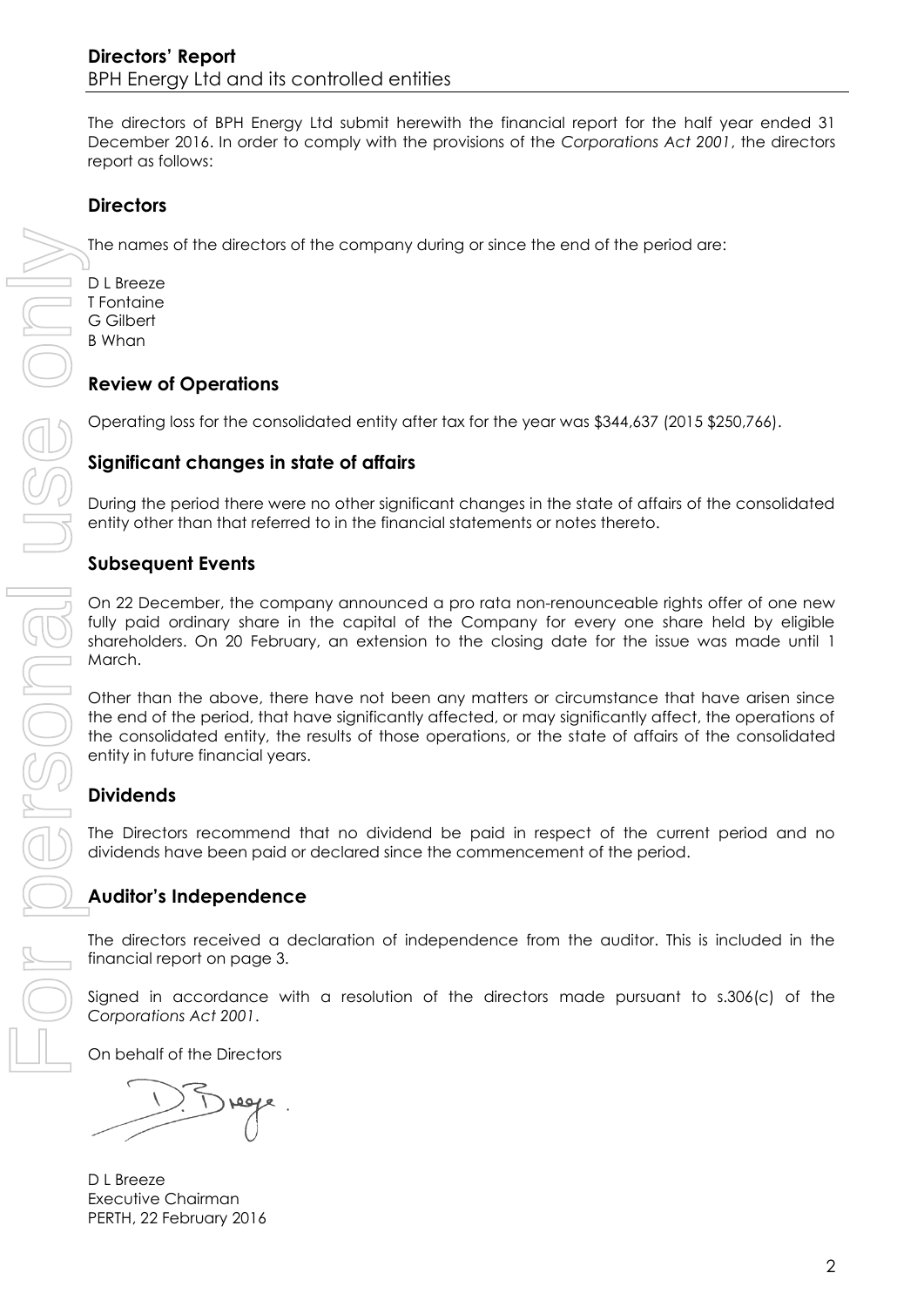# Directors' Report

BPH Energy Ltd and its controlled entities

The directors of BPH Energy Ltd submit herewith the financial report for the half year ended 31 December 2016. In order to comply with the provisions of the *Corporations Act 2001*, the directors report as follows:

## Directors

The names of the directors of the company during or since the end of the period are:

D L Breeze
T Fontaine
G Gilbert
B Whan

## Review of Operations

Operating loss for the consolidated entity after tax for the year was $344,637 (2015 $250,766).

## Significant changes in state of affairs

During the period there were no other significant changes in the state of affairs of the consolidated entity other than that referred to in the financial statements or notes thereto.

## Subsequent Events

On 22 December, the company announced a pro rata non-renounceable rights offer of one new fully paid ordinary share in the capital of the Company for every one share held by eligible shareholders. On 20 February, an extension to the closing date for the issue was made until 1 March.

Other than the above, there have not been any matters or circumstance that have arisen since the end of the period, that have significantly affected, or may significantly affect, the operations of the consolidated entity, the results of those operations, or the state of affairs of the consolidated entity in future financial years.

## Dividends

The Directors recommend that no dividend be paid in respect of the current period and no dividends have been paid or declared since the commencement of the period.

## Auditor's Independence

The directors received a declaration of independence from the auditor. This is included in the financial report on page 3.

Signed in accordance with a resolution of the directors made pursuant to s.306(c) of the *Corporations Act 2001*.

On behalf of the Directors

D L Breeze
Executive Chairman
PERTH, 22 February 2016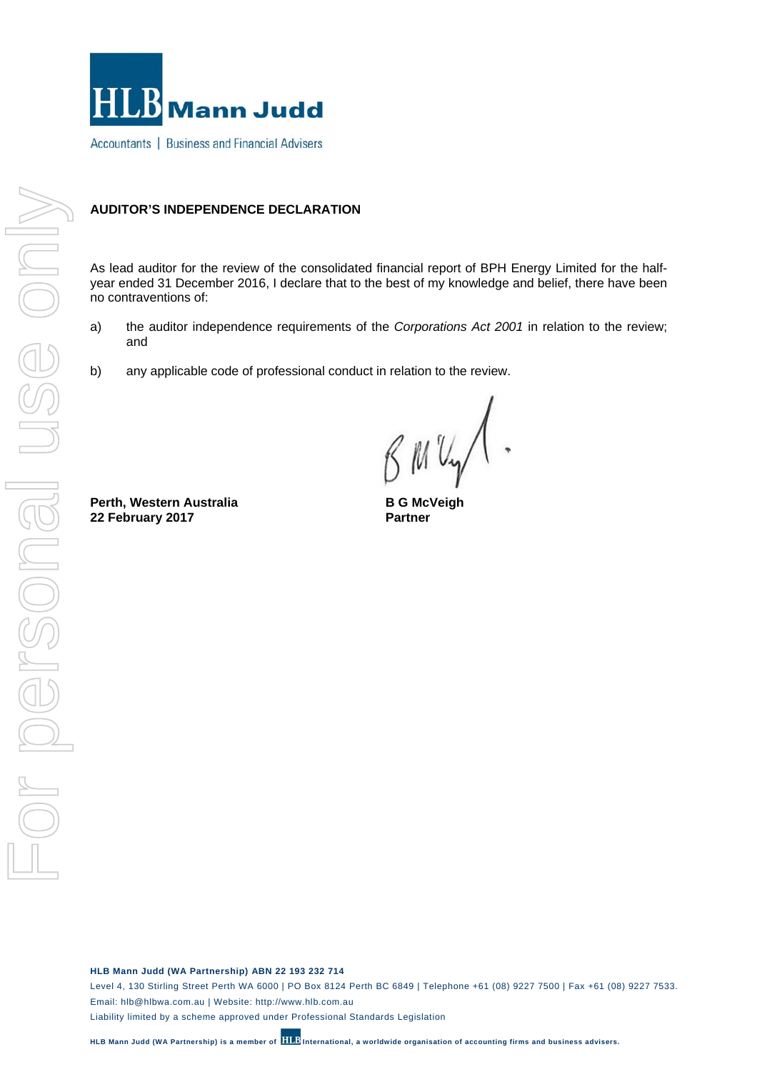HLB Mann Judd

Accountants | Business and Financial Advisers

**AUDITOR'S INDEPENDENCE DECLARATION**

As lead auditor for the review of the consolidated financial report of BPH Energy Limited for the half-year ended 31 December 2016, I declare that to the best of my knowledge and belief, there have been no contraventions of:

a) the auditor independence requirements of the *Corporations Act 2001* in relation to the review; and

b) any applicable code of professional conduct in relation to the review.

**Perth, Western Australia**
**22 February 2017**

**B G McVeigh**
**Partner**

**HLB Mann Judd (WA Partnership) ABN 22 193 232 714**
Level 4, 130 Stirling Street Perth WA 6000 | PO Box 8124 Perth BC 6849 | Telephone +61 (08) 9227 7500 | Fax +61 (08) 9227 7533.
Email: hlb@hlbwa.com.au | Website: http://www.hlb.com.au
Liability limited by a scheme approved under Professional Standards Legislation

**HLB Mann Judd (WA Partnership) is a member of HLB International, a worldwide organisation of accounting firms and business advisers.**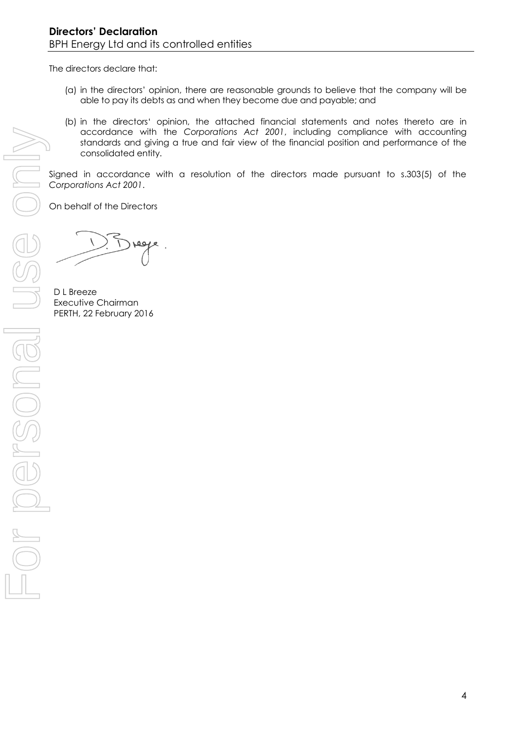## Directors' Declaration

BPH Energy Ltd and its controlled entities

The directors declare that:

(a) in the directors' opinion, there are reasonable grounds to believe that the company will be able to pay its debts as and when they become due and payable; and

(b) in the directors' opinion, the attached financial statements and notes thereto are in accordance with the *Corporations Act 2001*, including compliance with accounting standards and giving a true and fair view of the financial position and performance of the consolidated entity.

Signed in accordance with a resolution of the directors made pursuant to s.303(5) of the *Corporations Act 2001*.

On behalf of the Directors

D L Breeze
Executive Chairman
PERTH, 22 February 2016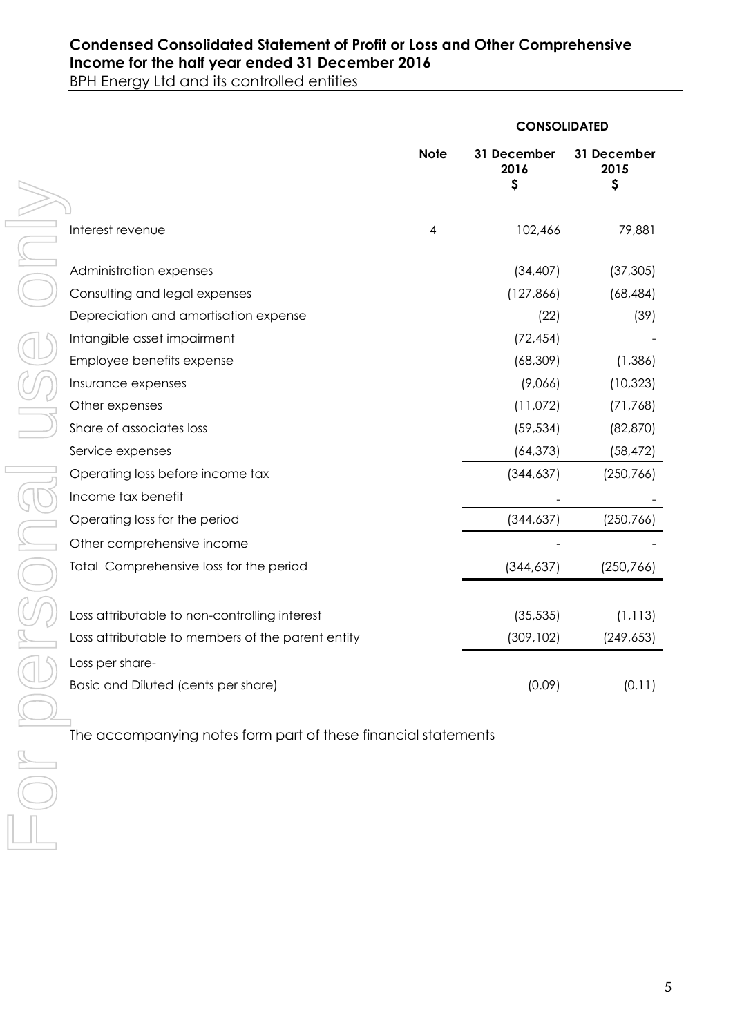# Condensed Consolidated Statement of Profit or Loss and Other Comprehensive Income for the half year ended 31 December 2016

BPH Energy Ltd and its controlled entities

| | Note | CONSOLIDATED 31 December 2016 $ | 31 December 2015 $ |
|---|---|---|---|
| Interest revenue | 4 | 102,466 | 79,881 |
| Administration expenses | | (34,407) | (37,305) |
| Consulting and legal expenses | | (127,866) | (68,484) |
| Depreciation and amortisation expense | | (22) | (39) |
| Intangible asset impairment | | (72,454) | - |
| Employee benefits expense | | (68,309) | (1,386) |
| Insurance expenses | | (9,066) | (10,323) |
| Other expenses | | (11,072) | (71,768) |
| Share of associates loss | | (59,534) | (82,870) |
| Service expenses | | (64,373) | (58,472) |
| Operating loss before income tax | | (344,637) | (250,766) |
| Income tax benefit | | - | - |
| Operating loss for the period | | (344,637) | (250,766) |
| Other comprehensive income | | - | - |
| Total Comprehensive loss for the period | | (344,637) | (250,766) |
| Loss attributable to non-controlling interest | | (35,535) | (1,113) |
| Loss attributable to members of the parent entity | | (309,102) | (249,653) |
| Loss per share- | | | |
| Basic and Diluted (cents per share) | | (0.09) | (0.11) |

The accompanying notes form part of these financial statements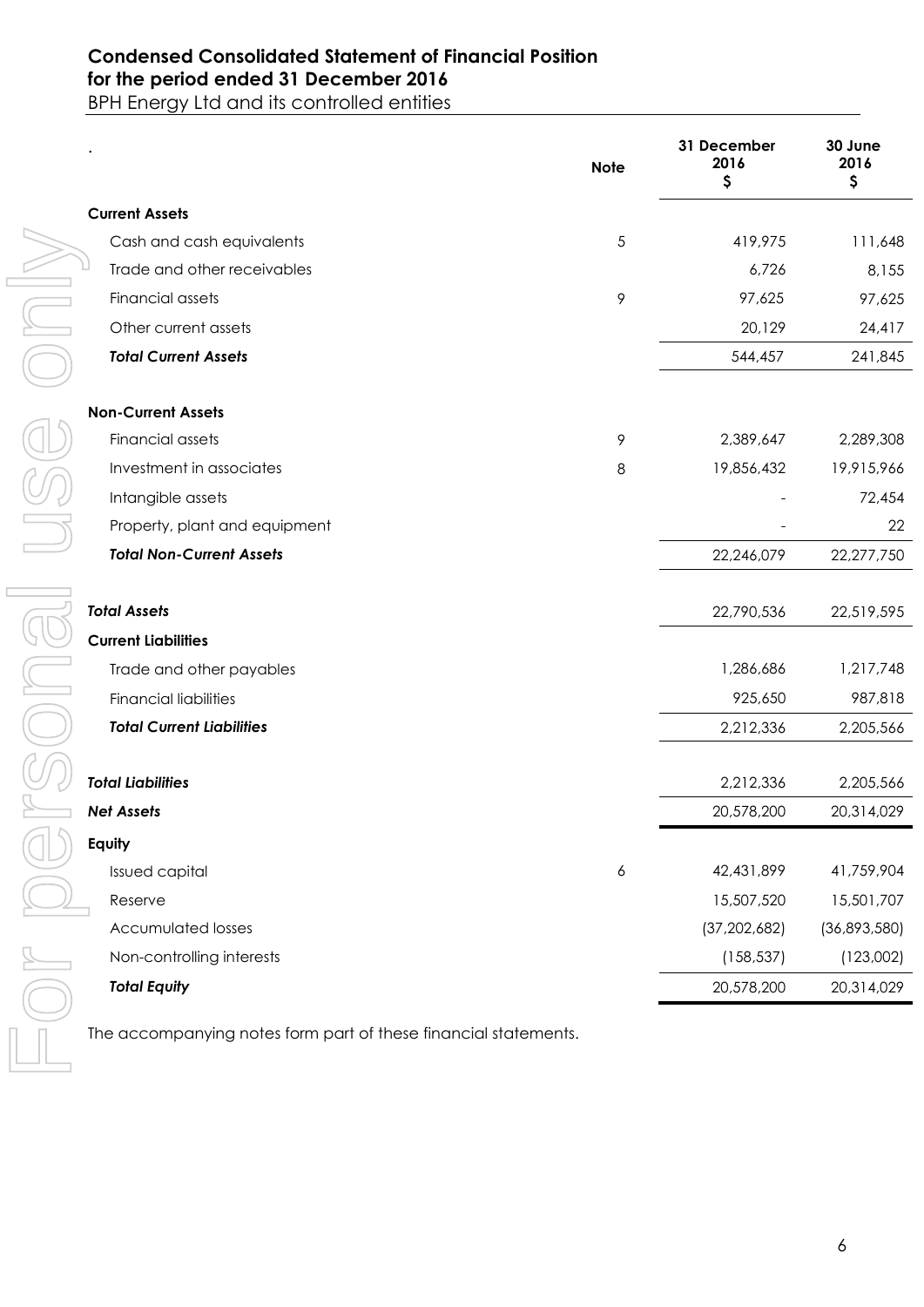# Condensed Consolidated Statement of Financial Position
## for the period ended 31 December 2016

BPH Energy Ltd and its controlled entities

| | Note | 31 December 2016 $ | 30 June 2016 $ |
|---|---|---|---|
| **Current Assets** | | | |
| Cash and cash equivalents | 5 | 419,975 | 111,648 |
| Trade and other receivables | | 6,726 | 8,155 |
| Financial assets | 9 | 97,625 | 97,625 |
| Other current assets | | 20,129 | 24,417 |
| ***Total Current Assets*** | | 544,457 | 241,845 |
| **Non-Current Assets** | | | |
| Financial assets | 9 | 2,389,647 | 2,289,308 |
| Investment in associates | 8 | 19,856,432 | 19,915,966 |
| Intangible assets | | - | 72,454 |
| Property, plant and equipment | | - | 22 |
| ***Total Non-Current Assets*** | | 22,246,079 | 22,277,750 |
| ***Total Assets*** | | 22,790,536 | 22,519,595 |
| **Current Liabilities** | | | |
| Trade and other payables | | 1,286,686 | 1,217,748 |
| Financial liabilities | | 925,650 | 987,818 |
| ***Total Current Liabilities*** | | 2,212,336 | 2,205,566 |
| ***Total Liabilities*** | | 2,212,336 | 2,205,566 |
| ***Net Assets*** | | 20,578,200 | 20,314,029 |
| **Equity** | | | |
| Issued capital | 6 | 42,431,899 | 41,759,904 |
| Reserve | | 15,507,520 | 15,501,707 |
| Accumulated losses | | (37,202,682) | (36,893,580) |
| Non-controlling interests | | (158,537) | (123,002) |
| ***Total Equity*** | | 20,578,200 | 20,314,029 |

The accompanying notes form part of these financial statements.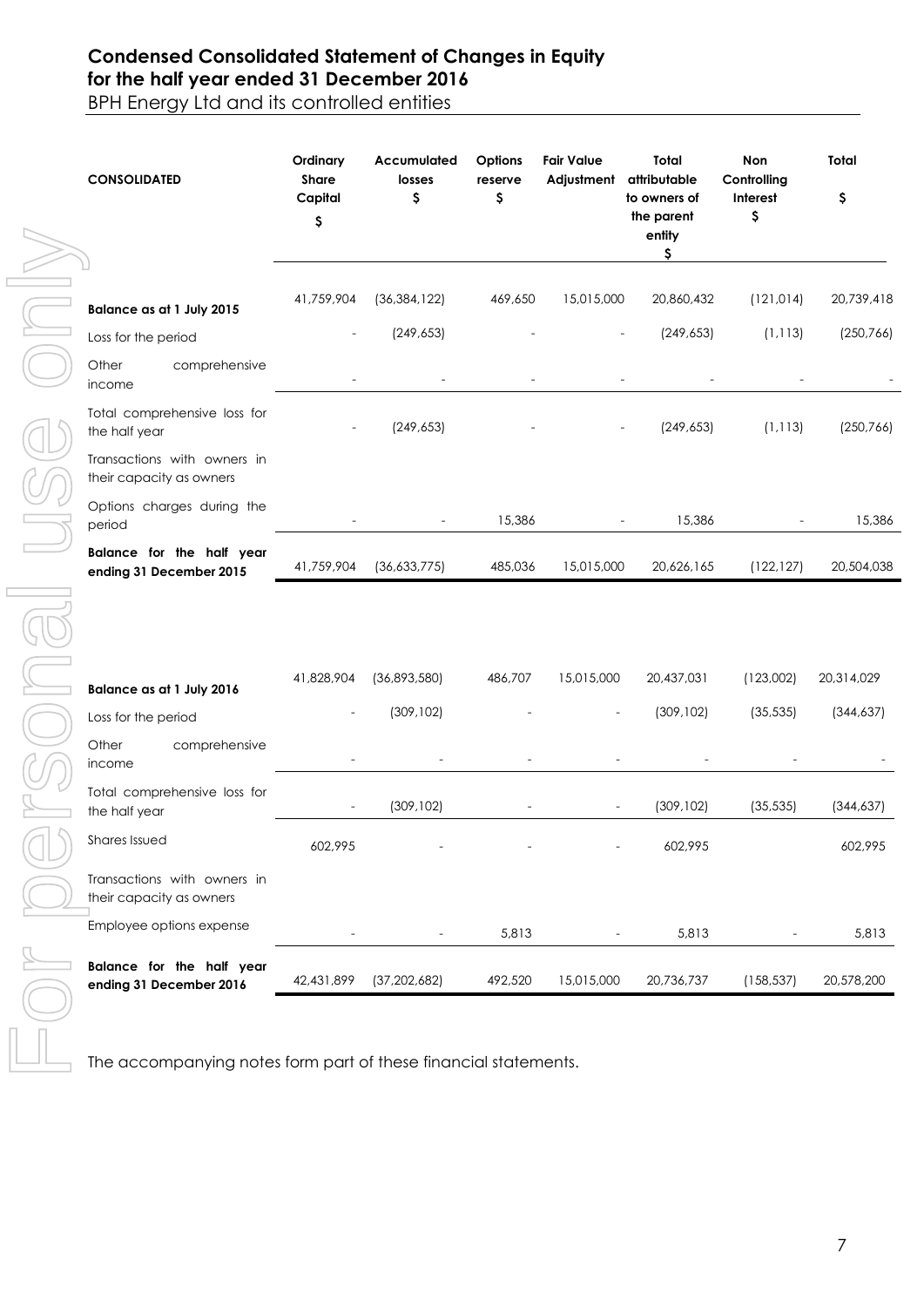# Condensed Consolidated Statement of Changes in Equity for the half year ended 31 December 2016

BPH Energy Ltd and its controlled entities

| CONSOLIDATED | Ordinary Share Capital $ | Accumulated losses $ | Options reserve $ | Fair Value Adjustment | Total attributable to owners of the parent entity $ | Non Controlling Interest $ | Total $ |
|---|---|---|---|---|---|---|---|
| **Balance as at 1 July 2015** | 41,759,904 | (36,384,122) | 469,650 | 15,015,000 | 20,860,432 | (121,014) | 20,739,418 |
| Loss for the period | - | (249,653) | - | - | (249,653) | (1,113) | (250,766) |
| Other comprehensive income | - | - | - | - | - | - | - |
| Total comprehensive loss for the half year | - | (249,653) | - | - | (249,653) | (1,113) | (250,766) |
| Transactions with owners in their capacity as owners | | | | | | | |
| Options charges during the period | - | - | 15,386 | - | 15,386 | - | 15,386 |
| **Balance for the half year ending 31 December 2015** | 41,759,904 | (36,633,775) | 485,036 | 15,015,000 | 20,626,165 | (122,127) | 20,504,038 |
| | | | | | | | |
| **Balance as at 1 July 2016** | 41,828,904 | (36,893,580) | 486,707 | 15,015,000 | 20,437,031 | (123,002) | 20,314,029 |
| Loss for the period | - | (309,102) | - | - | (309,102) | (35,535) | (344,637) |
| Other comprehensive income | - | - | - | - | - | - | - |
| Total comprehensive loss for the half year | - | (309,102) | - | - | (309,102) | (35,535) | (344,637) |
| Shares Issued | 602,995 | - | - | - | 602,995 | | 602,995 |
| Transactions with owners in their capacity as owners | | | | | | | |
| Employee options expense | - | - | 5,813 | - | 5,813 | - | 5,813 |
| **Balance for the half year ending 31 December 2016** | 42,431,899 | (37,202,682) | 492,520 | 15,015,000 | 20,736,737 | (158,537) | 20,578,200 |

The accompanying notes form part of these financial statements.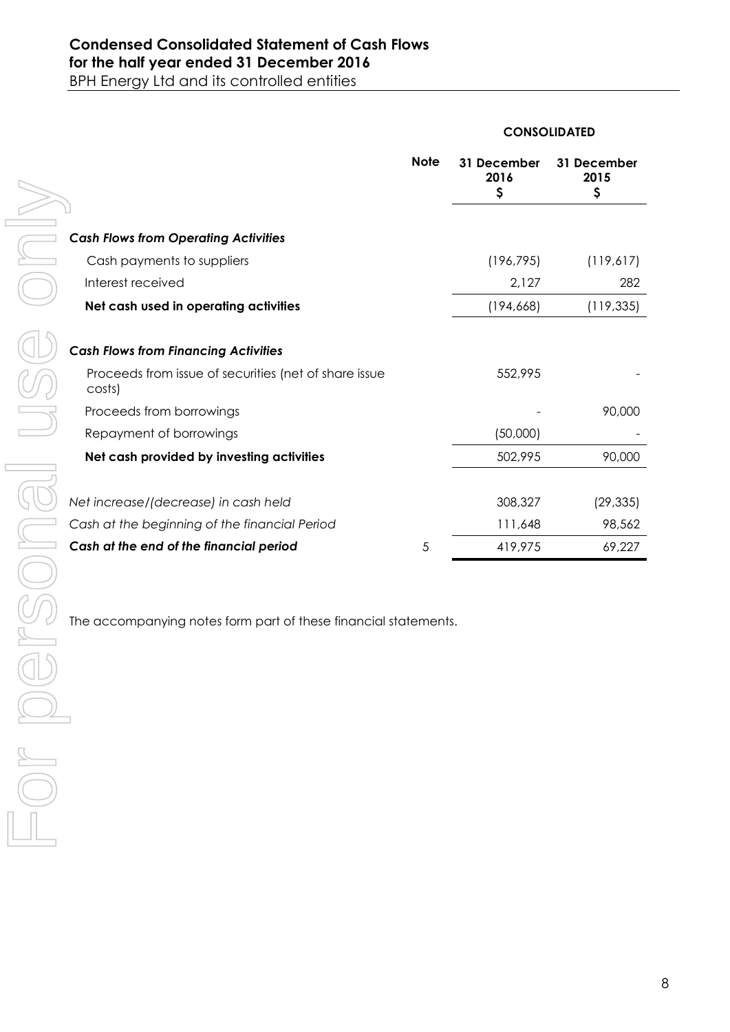# Condensed Consolidated Statement of Cash Flows for the half year ended 31 December 2016

BPH Energy Ltd and its controlled entities

| | Note | CONSOLIDATED | |
|---|---|---|---|
| | | 31 December 2016 $ | 31 December 2015 $ |
| ***Cash Flows from Operating Activities*** | | | |
| Cash payments to suppliers | | (196,795) | (119,617) |
| Interest received | | 2,127 | 282 |
| **Net cash used in operating activities** | | (194,668) | (119,335) |
| ***Cash Flows from Financing Activities*** | | | |
| Proceeds from issue of securities (net of share issue costs) | | 552,995 | - |
| Proceeds from borrowings | | - | 90,000 |
| Repayment of borrowings | | (50,000) | - |
| **Net cash provided by investing activities** | | 502,995 | 90,000 |
| *Net increase/(decrease) in cash held* | | 308,327 | (29,335) |
| *Cash at the beginning of the financial Period* | | 111,648 | 98,562 |
| ***Cash at the end of the financial period*** | 5 | 419,975 | 69,227 |

The accompanying notes form part of these financial statements.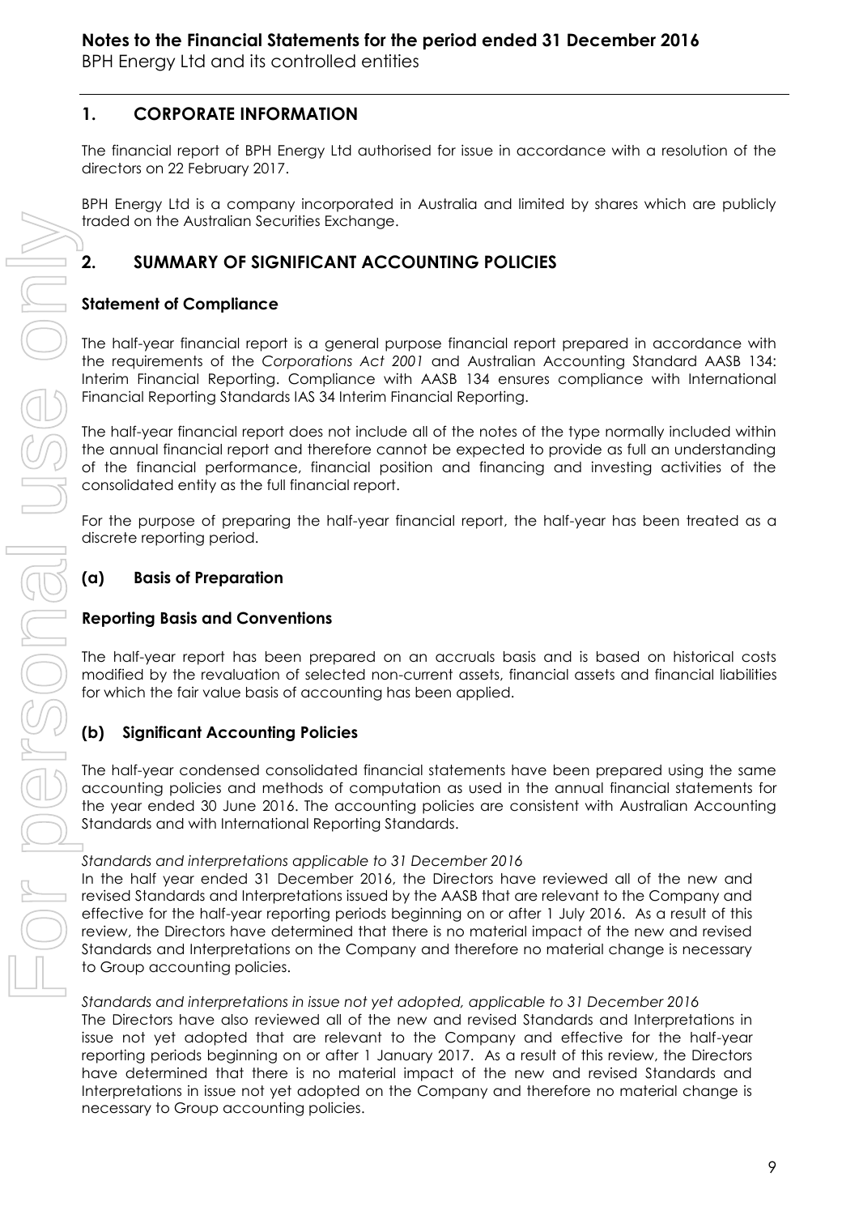# Notes to the Financial Statements for the period ended 31 December 2016

BPH Energy Ltd and its controlled entities

## 1. CORPORATE INFORMATION

The financial report of BPH Energy Ltd authorised for issue in accordance with a resolution of the directors on 22 February 2017.

BPH Energy Ltd is a company incorporated in Australia and limited by shares which are publicly traded on the Australian Securities Exchange.

## 2. SUMMARY OF SIGNIFICANT ACCOUNTING POLICIES

### Statement of Compliance

The half-year financial report is a general purpose financial report prepared in accordance with the requirements of the *Corporations Act 2001* and Australian Accounting Standard AASB 134: Interim Financial Reporting. Compliance with AASB 134 ensures compliance with International Financial Reporting Standards IAS 34 Interim Financial Reporting.

The half-year financial report does not include all of the notes of the type normally included within the annual financial report and therefore cannot be expected to provide as full an understanding of the financial performance, financial position and financing and investing activities of the consolidated entity as the full financial report.

For the purpose of preparing the half-year financial report, the half-year has been treated as a discrete reporting period.

### (a) Basis of Preparation

#### Reporting Basis and Conventions

The half-year report has been prepared on an accruals basis and is based on historical costs modified by the revaluation of selected non-current assets, financial assets and financial liabilities for which the fair value basis of accounting has been applied.

### (b) Significant Accounting Policies

The half-year condensed consolidated financial statements have been prepared using the same accounting policies and methods of computation as used in the annual financial statements for the year ended 30 June 2016. The accounting policies are consistent with Australian Accounting Standards and with International Reporting Standards.

*Standards and interpretations applicable to 31 December 2016*

In the half year ended 31 December 2016, the Directors have reviewed all of the new and revised Standards and Interpretations issued by the AASB that are relevant to the Company and effective for the half-year reporting periods beginning on or after 1 July 2016. As a result of this review, the Directors have determined that there is no material impact of the new and revised Standards and Interpretations on the Company and therefore no material change is necessary to Group accounting policies.

*Standards and interpretations in issue not yet adopted, applicable to 31 December 2016*

The Directors have also reviewed all of the new and revised Standards and Interpretations in issue not yet adopted that are relevant to the Company and effective for the half-year reporting periods beginning on or after 1 January 2017. As a result of this review, the Directors have determined that there is no material impact of the new and revised Standards and Interpretations in issue not yet adopted on the Company and therefore no material change is necessary to Group accounting policies.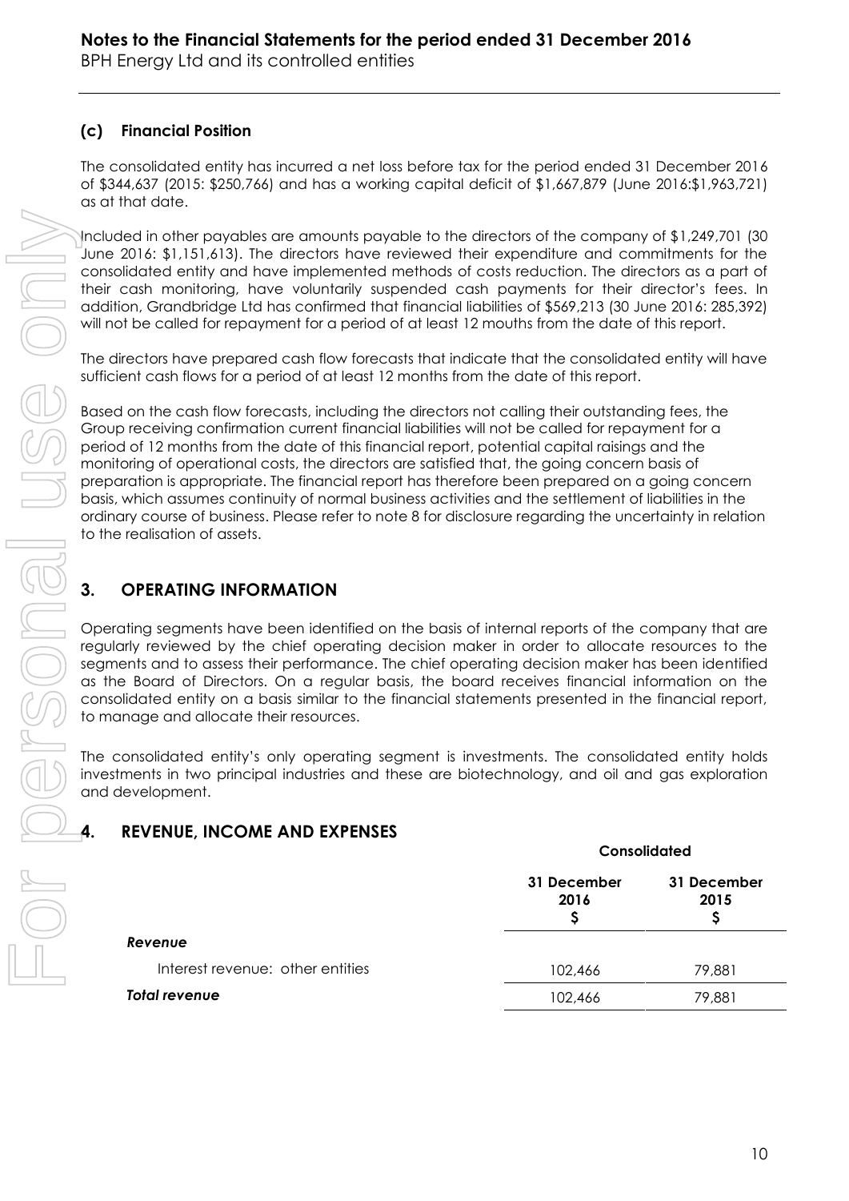### (c) Financial Position

The consolidated entity has incurred a net loss before tax for the period ended 31 December 2016 of $344,637 (2015: $250,766) and has a working capital deficit of $1,667,879 (June 2016:$1,963,721) as at that date.

Included in other payables are amounts payable to the directors of the company of $1,249,701 (30 June 2016: $1,151,613). The directors have reviewed their expenditure and commitments for the consolidated entity and have implemented methods of costs reduction. The directors as a part of their cash monitoring, have voluntarily suspended cash payments for their director's fees. In addition, Grandbridge Ltd has confirmed that financial liabilities of $569,213 (30 June 2016: 285,392) will not be called for repayment for a period of at least 12 mouths from the date of this report.

The directors have prepared cash flow forecasts that indicate that the consolidated entity will have sufficient cash flows for a period of at least 12 months from the date of this report.

Based on the cash flow forecasts, including the directors not calling their outstanding fees, the Group receiving confirmation current financial liabilities will not be called for repayment for a period of 12 months from the date of this financial report, potential capital raisings and the monitoring of operational costs, the directors are satisfied that, the going concern basis of preparation is appropriate. The financial report has therefore been prepared on a going concern basis, which assumes continuity of normal business activities and the settlement of liabilities in the ordinary course of business. Please refer to note 8 for disclosure regarding the uncertainty in relation to the realisation of assets.

## 3. OPERATING INFORMATION

Operating segments have been identified on the basis of internal reports of the company that are regularly reviewed by the chief operating decision maker in order to allocate resources to the segments and to assess their performance. The chief operating decision maker has been identified as the Board of Directors. On a regular basis, the board receives financial information on the consolidated entity on a basis similar to the financial statements presented in the financial report, to manage and allocate their resources.

The consolidated entity's only operating segment is investments. The consolidated entity holds investments in two principal industries and these are biotechnology, and oil and gas exploration and development.

## 4. REVENUE, INCOME AND EXPENSES

| | Consolidated | |
|---|---|---|
| | **31 December 2016 $** | **31 December 2015 $** |
| ***Revenue*** | | |
| Interest revenue: other entities | 102,466 | 79,881 |
| ***Total revenue*** | 102,466 | 79,881 |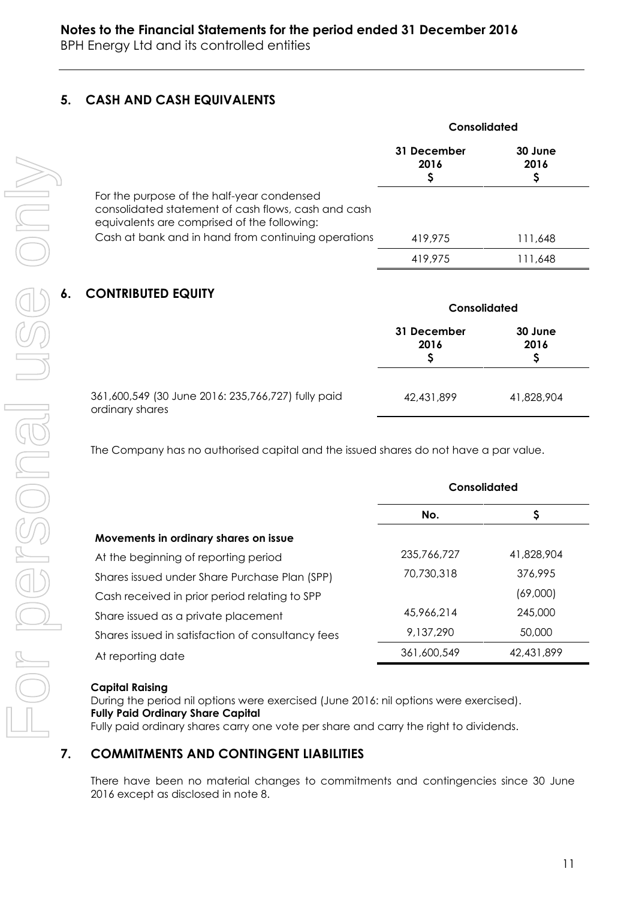## 5. CASH AND CASH EQUIVALENTS

| | Consolidated | |
|---|---|---|
| | 31 December 2016 $ | 30 June 2016 $ |
| For the purpose of the half-year condensed consolidated statement of cash flows, cash and cash equivalents are comprised of the following: | | |
| Cash at bank and in hand from continuing operations | 419,975 | 111,648 |
| | 419,975 | 111,648 |

## 6. CONTRIBUTED EQUITY

| | Consolidated | |
|---|---|---|
| | 31 December 2016 $ | 30 June 2016 $ |
| 361,600,549 (30 June 2016: 235,766,727) fully paid ordinary shares | 42,431,899 | 41,828,904 |

The Company has no authorised capital and the issued shares do not have a par value.

| | Consolidated | |
|---|---|---|
| | No. | $ |
| **Movements in ordinary shares on issue** | | |
| At the beginning of reporting period | 235,766,727 | 41,828,904 |
| Shares issued under Share Purchase Plan (SPP) | 70,730,318 | 376,995 |
| Cash received in prior period relating to SPP | | (69,000) |
| Share issued as a private placement | 45,966,214 | 245,000 |
| Shares issued in satisfaction of consultancy fees | 9,137,290 | 50,000 |
| At reporting date | 361,600,549 | 42,431,899 |

**Capital Raising**

During the period nil options were exercised (June 2016: nil options were exercised).

**Fully Paid Ordinary Share Capital**

Fully paid ordinary shares carry one vote per share and carry the right to dividends.

## 7. COMMITMENTS AND CONTINGENT LIABILITIES

There have been no material changes to commitments and contingencies since 30 June 2016 except as disclosed in note 8.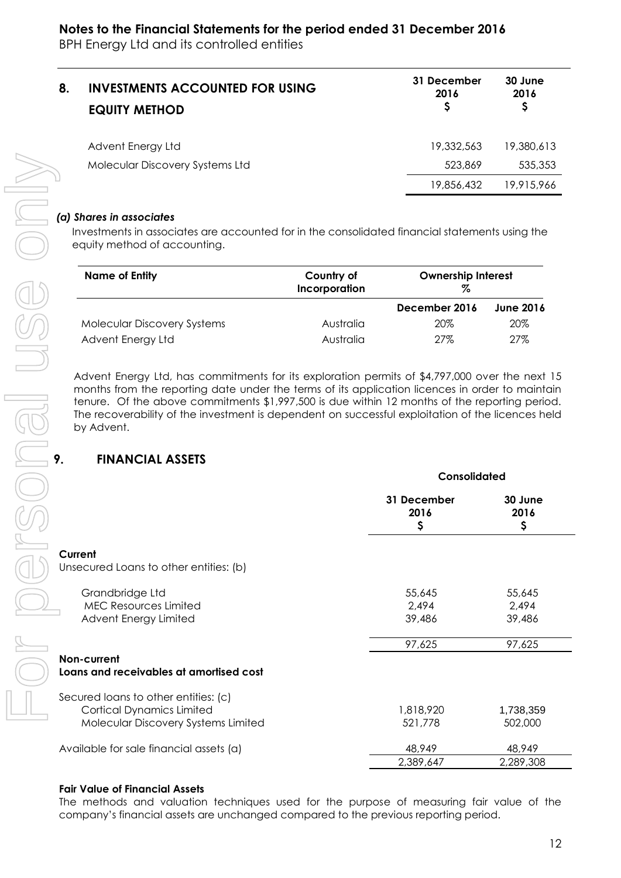## 8. INVESTMENTS ACCOUNTED FOR USING EQUITY METHOD

| | 31 December 2016 $ | 30 June 2016 $ |
|---|---|---|
| Advent Energy Ltd | 19,332,563 | 19,380,613 |
| Molecular Discovery Systems Ltd | 523,869 | 535,353 |
| | 19,856,432 | 19,915,966 |

### *(a) Shares in associates*

Investments in associates are accounted for in the consolidated financial statements using the equity method of accounting.

| Name of Entity | Country of Incorporation | Ownership Interest % | |
|---|---|---|---|
| | | December 2016 | June 2016 |
| Molecular Discovery Systems | Australia | 20% | 20% |
| Advent Energy Ltd | Australia | 27% | 27% |

Advent Energy Ltd, has commitments for its exploration permits of $4,797,000 over the next 15 months from the reporting date under the terms of its application licences in order to maintain tenure. Of the above commitments $1,997,500 is due within 12 months of the reporting period. The recoverability of the investment is dependent on successful exploitation of the licences held by Advent.

## 9. FINANCIAL ASSETS

| | Consolidated | |
|---|---|---|
| | 31 December 2016 $ | 30 June 2016 $ |
| **Current** | | |
| Unsecured Loans to other entities: (b) | | |
| Grandbridge Ltd | 55,645 | 55,645 |
| MEC Resources Limited | 2,494 | 2,494 |
| Advent Energy Limited | 39,486 | 39,486 |
| | 97,625 | 97,625 |
| **Non-current** | | |
| **Loans and receivables at amortised cost** | | |
| Secured loans to other entities: (c) | | |
| Cortical Dynamics Limited | 1,818,920 | 1,738,359 |
| Molecular Discovery Systems Limited | 521,778 | 502,000 |
| Available for sale financial assets (a) | 48,949 | 48,949 |
| | 2,389,647 | 2,289,308 |

**Fair Value of Financial Assets**

The methods and valuation techniques used for the purpose of measuring fair value of the company's financial assets are unchanged compared to the previous reporting period.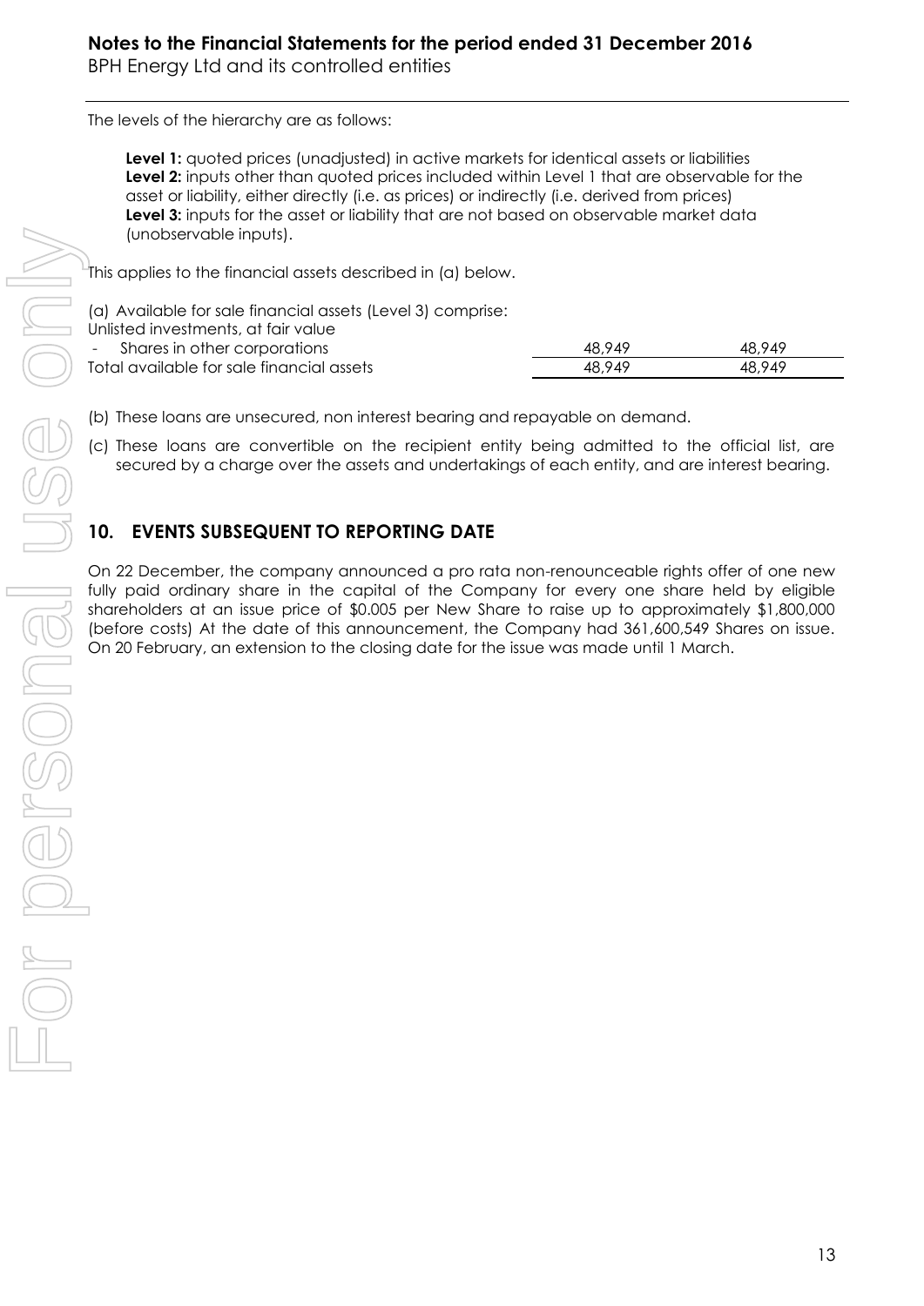The levels of the hierarchy are as follows:

> **Level 1:** quoted prices (unadjusted) in active markets for identical assets or liabilities
> **Level 2:** inputs other than quoted prices included within Level 1 that are observable for the asset or liability, either directly (i.e. as prices) or indirectly (i.e. derived from prices)
> **Level 3:** inputs for the asset or liability that are not based on observable market data (unobservable inputs).

This applies to the financial assets described in (a) below.

| (a) Available for sale financial assets (Level 3) comprise: | | |
|---|---|---|
| Unlisted investments, at fair value | | |
| - Shares in other corporations | 48,949 | 48,949 |
| Total available for sale financial assets | 48,949 | 48,949 |

(b) These loans are unsecured, non interest bearing and repayable on demand.

(c) These loans are convertible on the recipient entity being admitted to the official list, are secured by a charge over the assets and undertakings of each entity, and are interest bearing.

## 10. EVENTS SUBSEQUENT TO REPORTING DATE

On 22 December, the company announced a pro rata non-renounceable rights offer of one new fully paid ordinary share in the capital of the Company for every one share held by eligible shareholders at an issue price of $0.005 per New Share to raise up to approximately $1,800,000 (before costs) At the date of this announcement, the Company had 361,600,549 Shares on issue. On 20 February, an extension to the closing date for the issue was made until 1 March.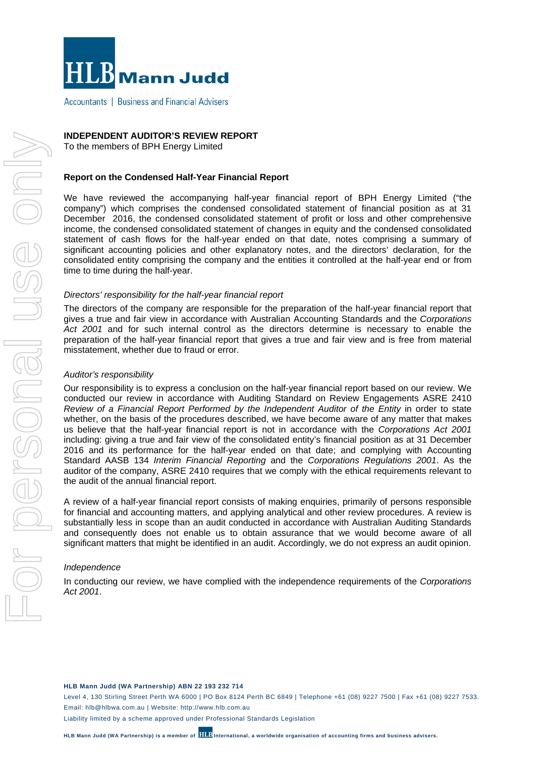HLB Mann Judd

Accountants | Business and Financial Advisers

**INDEPENDENT AUDITOR'S REVIEW REPORT**
To the members of BPH Energy Limited

**Report on the Condensed Half-Year Financial Report**

We have reviewed the accompanying half-year financial report of BPH Energy Limited ("the company") which comprises the condensed consolidated statement of financial position as at 31 December 2016, the condensed consolidated statement of profit or loss and other comprehensive income, the condensed consolidated statement of changes in equity and the condensed consolidated statement of cash flows for the half-year ended on that date, notes comprising a summary of significant accounting policies and other explanatory notes, and the directors' declaration, for the consolidated entity comprising the company and the entities it controlled at the half-year end or from time to time during the half-year.

*Directors' responsibility for the half-year financial report*

The directors of the company are responsible for the preparation of the half-year financial report that gives a true and fair view in accordance with Australian Accounting Standards and the *Corporations Act 2001* and for such internal control as the directors determine is necessary to enable the preparation of the half-year financial report that gives a true and fair view and is free from material misstatement, whether due to fraud or error.

*Auditor's responsibility*

Our responsibility is to express a conclusion on the half-year financial report based on our review. We conducted our review in accordance with Auditing Standard on Review Engagements ASRE 2410 *Review of a Financial Report Performed by the Independent Auditor of the Entity* in order to state whether, on the basis of the procedures described, we have become aware of any matter that makes us believe that the half-year financial report is not in accordance with the *Corporations Act 2001* including: giving a true and fair view of the consolidated entity's financial position as at 31 December 2016 and its performance for the half-year ended on that date; and complying with Accounting Standard AASB 134 *Interim Financial Reporting* and the *Corporations Regulations 2001*. As the auditor of the company, ASRE 2410 requires that we comply with the ethical requirements relevant to the audit of the annual financial report.

A review of a half-year financial report consists of making enquiries, primarily of persons responsible for financial and accounting matters, and applying analytical and other review procedures. A review is substantially less in scope than an audit conducted in accordance with Australian Auditing Standards and consequently does not enable us to obtain assurance that we would become aware of all significant matters that might be identified in an audit. Accordingly, we do not express an audit opinion.

*Independence*

In conducting our review, we have complied with the independence requirements of the *Corporations Act 2001*.

**HLB Mann Judd (WA Partnership) ABN 22 193 232 714**

Level 4, 130 Stirling Street Perth WA 6000 | PO Box 8124 Perth BC 6849 | Telephone +61 (08) 9227 7500 | Fax +61 (08) 9227 7533.
Email: hlb@hlbwa.com.au | Website: http://www.hlb.com.au

Liability limited by a scheme approved under Professional Standards Legislation

**HLB Mann Judd (WA Partnership) is a member of HLB International, a worldwide organisation of accounting firms and business advisers.**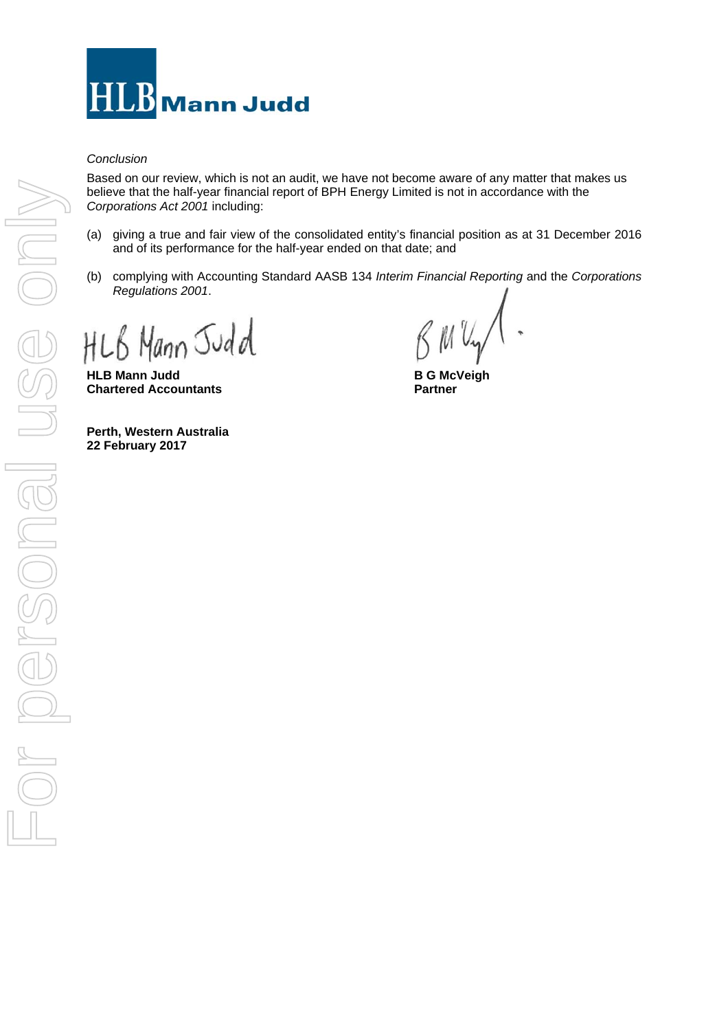HLB Mann Judd

*Conclusion*

Based on our review, which is not an audit, we have not become aware of any matter that makes us believe that the half-year financial report of BPH Energy Limited is not in accordance with the *Corporations Act 2001* including:

(a) giving a true and fair view of the consolidated entity's financial position as at 31 December 2016 and of its performance for the half-year ended on that date; and

(b) complying with Accounting Standard AASB 134 *Interim Financial Reporting* and the *Corporations Regulations 2001*.

**HLB Mann Judd**
**Chartered Accountants**

**B G McVeigh**
**Partner**

**Perth, Western Australia**
**22 February 2017**